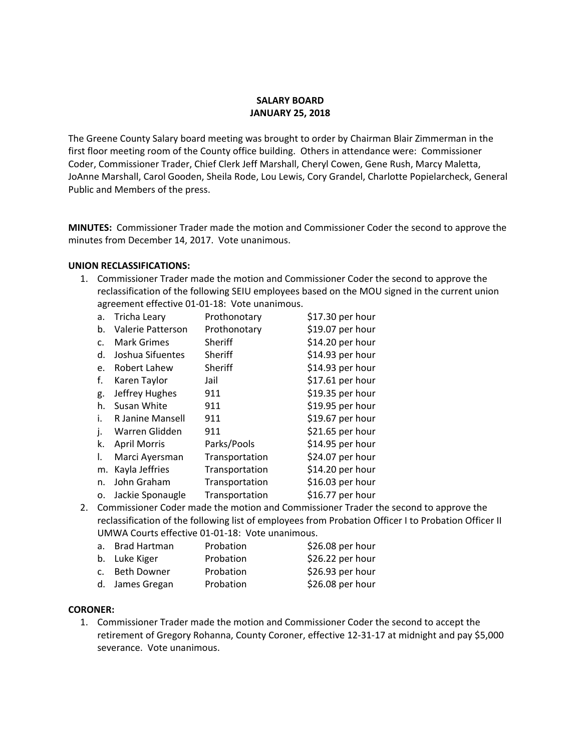**SALARY BOARD**
**JANUARY 25, 2018**

The Greene County Salary board meeting was brought to order by Chairman Blair Zimmerman in the first floor meeting room of the County office building. Others in attendance were: Commissioner Coder, Commissioner Trader, Chief Clerk Jeff Marshall, Cheryl Cowen, Gene Rush, Marcy Maletta, JoAnne Marshall, Carol Gooden, Sheila Rode, Lou Lewis, Cory Grandel, Charlotte Popielarcheck, General Public and Members of the press.

**MINUTES:** Commissioner Trader made the motion and Commissioner Coder the second to approve the minutes from December 14, 2017. Vote unanimous.

**UNION RECLASSIFICATIONS:**

1. Commissioner Trader made the motion and Commissioner Coder the second to approve the reclassification of the following SEIU employees based on the MOU signed in the current union agreement effective 01-01-18: Vote unanimous.
   a. Tricha Leary Prothonotary $17.30 per hour
   b. Valerie Patterson Prothonotary $19.07 per hour
   c. Mark Grimes Sheriff $14.20 per hour
   d. Joshua Sifuentes Sheriff $14.93 per hour
   e. Robert Lahew Sheriff $14.93 per hour
   f. Karen Taylor Jail $17.61 per hour
   g. Jeffrey Hughes 911 $19.35 per hour
   h. Susan White 911 $19.95 per hour
   i. R Janine Mansell 911 $19.67 per hour
   j. Warren Glidden 911 $21.65 per hour
   k. April Morris Parks/Pools $14.95 per hour
   l. Marci Ayersman Transportation $24.07 per hour
   m. Kayla Jeffries Transportation $14.20 per hour
   n. John Graham Transportation $16.03 per hour
   o. Jackie Sponaugle Transportation $16.77 per hour
2. Commissioner Coder made the motion and Commissioner Trader the second to approve the reclassification of the following list of employees from Probation Officer I to Probation Officer II UMWA Courts effective 01-01-18: Vote unanimous.
   a. Brad Hartman Probation $26.08 per hour
   b. Luke Kiger Probation $26.22 per hour
   c. Beth Downer Probation $26.93 per hour
   d. James Gregan Probation $26.08 per hour

**CORONER:**

1. Commissioner Trader made the motion and Commissioner Coder the second to accept the retirement of Gregory Rohanna, County Coroner, effective 12-31-17 at midnight and pay $5,000 severance. Vote unanimous.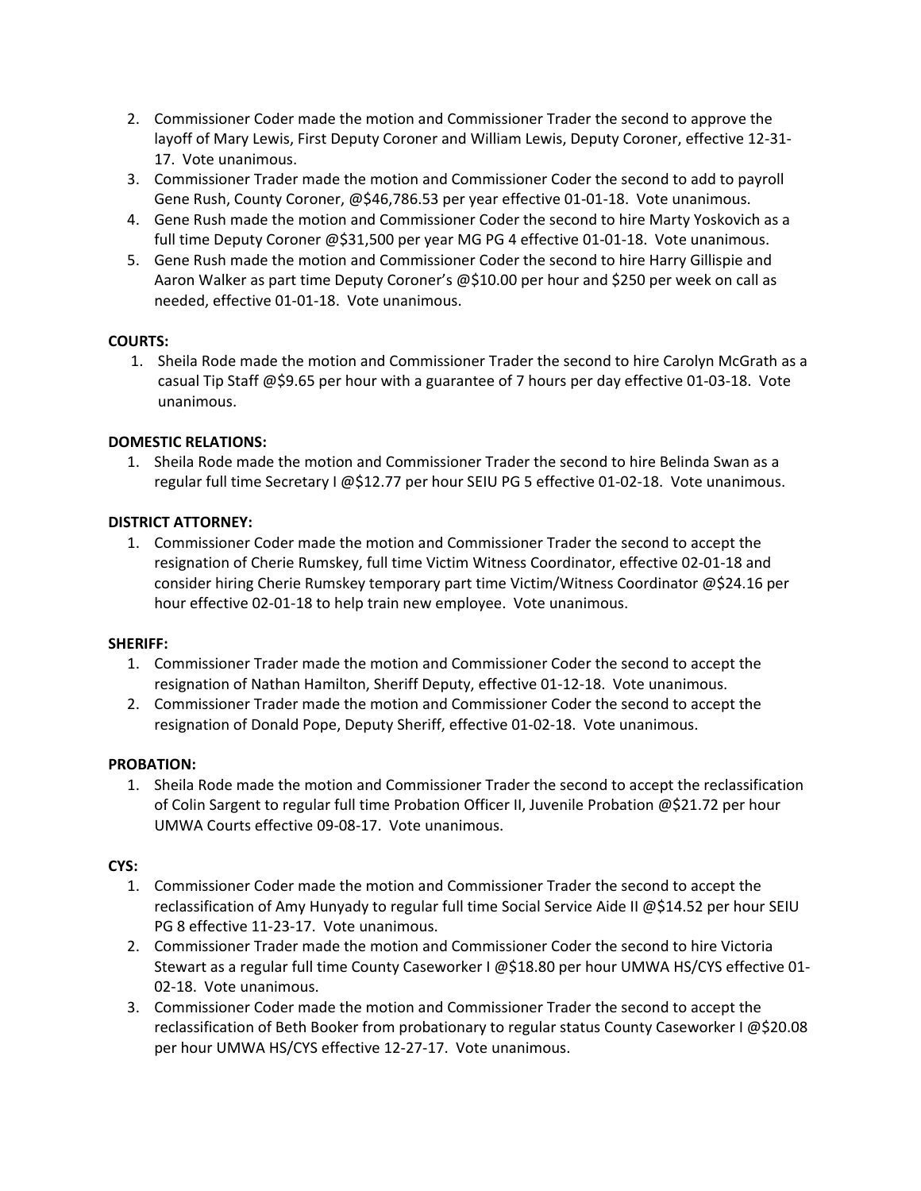2. Commissioner Coder made the motion and Commissioner Trader the second to approve the layoff of Mary Lewis, First Deputy Coroner and William Lewis, Deputy Coroner, effective 12-31-17. Vote unanimous.
3. Commissioner Trader made the motion and Commissioner Coder the second to add to payroll Gene Rush, County Coroner, @$46,786.53 per year effective 01-01-18. Vote unanimous.
4. Gene Rush made the motion and Commissioner Coder the second to hire Marty Yoskovich as a full time Deputy Coroner @$31,500 per year MG PG 4 effective 01-01-18. Vote unanimous.
5. Gene Rush made the motion and Commissioner Coder the second to hire Harry Gillispie and Aaron Walker as part time Deputy Coroner's @$10.00 per hour and $250 per week on call as needed, effective 01-01-18. Vote unanimous.

**COURTS:**

1. Sheila Rode made the motion and Commissioner Trader the second to hire Carolyn McGrath as a casual Tip Staff @$9.65 per hour with a guarantee of 7 hours per day effective 01-03-18. Vote unanimous.

**DOMESTIC RELATIONS:**

1. Sheila Rode made the motion and Commissioner Trader the second to hire Belinda Swan as a regular full time Secretary I @$12.77 per hour SEIU PG 5 effective 01-02-18. Vote unanimous.

**DISTRICT ATTORNEY:**

1. Commissioner Coder made the motion and Commissioner Trader the second to accept the resignation of Cherie Rumskey, full time Victim Witness Coordinator, effective 02-01-18 and consider hiring Cherie Rumskey temporary part time Victim/Witness Coordinator @$24.16 per hour effective 02-01-18 to help train new employee. Vote unanimous.

**SHERIFF:**

1. Commissioner Trader made the motion and Commissioner Coder the second to accept the resignation of Nathan Hamilton, Sheriff Deputy, effective 01-12-18. Vote unanimous.
2. Commissioner Trader made the motion and Commissioner Coder the second to accept the resignation of Donald Pope, Deputy Sheriff, effective 01-02-18. Vote unanimous.

**PROBATION:**

1. Sheila Rode made the motion and Commissioner Trader the second to accept the reclassification of Colin Sargent to regular full time Probation Officer II, Juvenile Probation @$21.72 per hour UMWA Courts effective 09-08-17. Vote unanimous.

**CYS:**

1. Commissioner Coder made the motion and Commissioner Trader the second to accept the reclassification of Amy Hunyady to regular full time Social Service Aide II @$14.52 per hour SEIU PG 8 effective 11-23-17. Vote unanimous.
2. Commissioner Trader made the motion and Commissioner Coder the second to hire Victoria Stewart as a regular full time County Caseworker I @$18.80 per hour UMWA HS/CYS effective 01-02-18. Vote unanimous.
3. Commissioner Coder made the motion and Commissioner Trader the second to accept the reclassification of Beth Booker from probationary to regular status County Caseworker I @$20.08 per hour UMWA HS/CYS effective 12-27-17. Vote unanimous.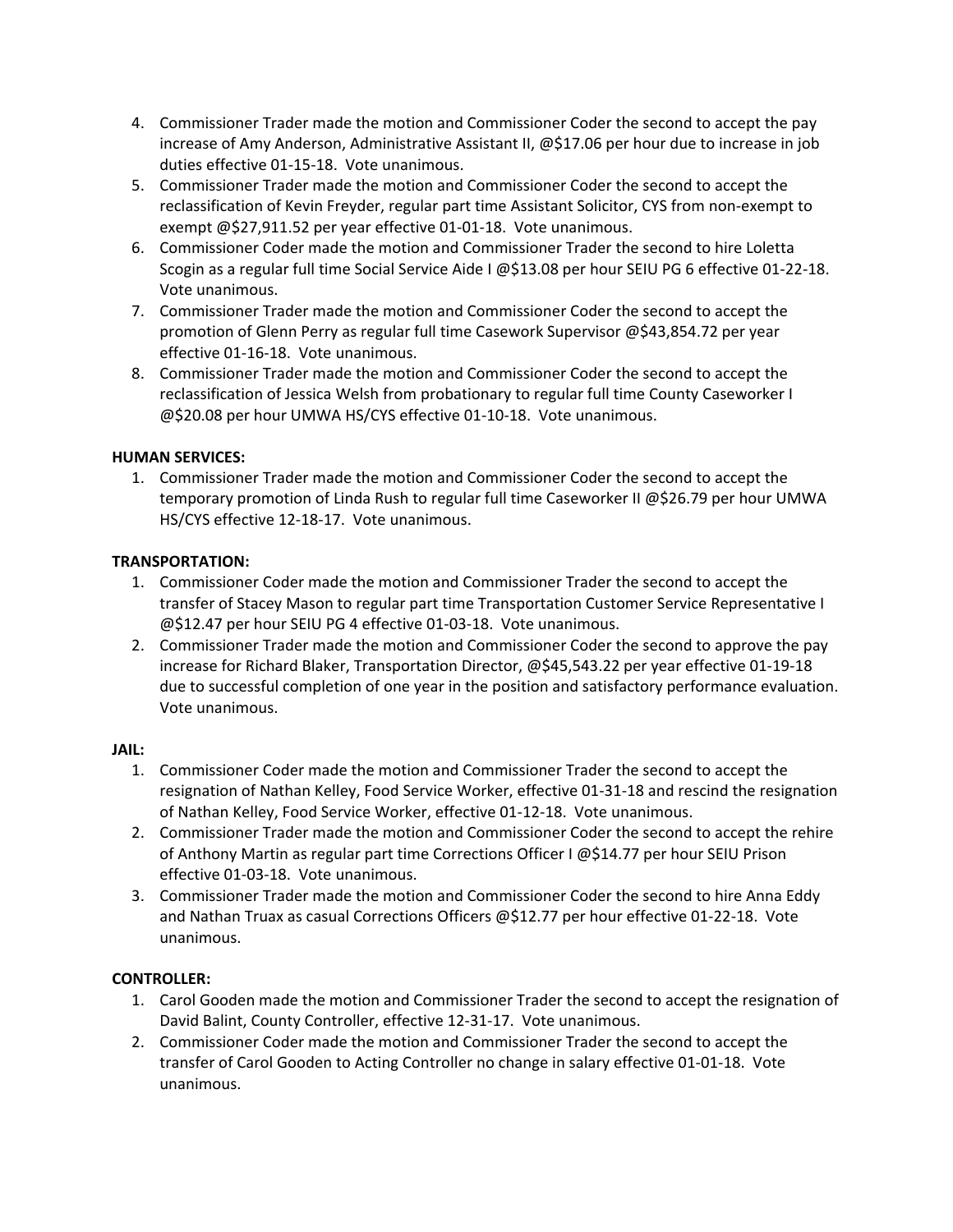4. Commissioner Trader made the motion and Commissioner Coder the second to accept the pay increase of Amy Anderson, Administrative Assistant II, @$17.06 per hour due to increase in job duties effective 01-15-18. Vote unanimous.
5. Commissioner Trader made the motion and Commissioner Coder the second to accept the reclassification of Kevin Freyder, regular part time Assistant Solicitor, CYS from non-exempt to exempt @$27,911.52 per year effective 01-01-18. Vote unanimous.
6. Commissioner Coder made the motion and Commissioner Trader the second to hire Loletta Scogin as a regular full time Social Service Aide I @$13.08 per hour SEIU PG 6 effective 01-22-18. Vote unanimous.
7. Commissioner Trader made the motion and Commissioner Coder the second to accept the promotion of Glenn Perry as regular full time Casework Supervisor @$43,854.72 per year effective 01-16-18. Vote unanimous.
8. Commissioner Trader made the motion and Commissioner Coder the second to accept the reclassification of Jessica Welsh from probationary to regular full time County Caseworker I @$20.08 per hour UMWA HS/CYS effective 01-10-18. Vote unanimous.

**HUMAN SERVICES:**

1. Commissioner Trader made the motion and Commissioner Coder the second to accept the temporary promotion of Linda Rush to regular full time Caseworker II @$26.79 per hour UMWA HS/CYS effective 12-18-17. Vote unanimous.

**TRANSPORTATION:**

1. Commissioner Coder made the motion and Commissioner Trader the second to accept the transfer of Stacey Mason to regular part time Transportation Customer Service Representative I @$12.47 per hour SEIU PG 4 effective 01-03-18. Vote unanimous.
2. Commissioner Trader made the motion and Commissioner Coder the second to approve the pay increase for Richard Blaker, Transportation Director, @$45,543.22 per year effective 01-19-18 due to successful completion of one year in the position and satisfactory performance evaluation. Vote unanimous.

**JAIL:**

1. Commissioner Coder made the motion and Commissioner Trader the second to accept the resignation of Nathan Kelley, Food Service Worker, effective 01-31-18 and rescind the resignation of Nathan Kelley, Food Service Worker, effective 01-12-18. Vote unanimous.
2. Commissioner Trader made the motion and Commissioner Coder the second to accept the rehire of Anthony Martin as regular part time Corrections Officer I @$14.77 per hour SEIU Prison effective 01-03-18. Vote unanimous.
3. Commissioner Trader made the motion and Commissioner Coder the second to hire Anna Eddy and Nathan Truax as casual Corrections Officers @$12.77 per hour effective 01-22-18. Vote unanimous.

**CONTROLLER:**

1. Carol Gooden made the motion and Commissioner Trader the second to accept the resignation of David Balint, County Controller, effective 12-31-17. Vote unanimous.
2. Commissioner Coder made the motion and Commissioner Trader the second to accept the transfer of Carol Gooden to Acting Controller no change in salary effective 01-01-18. Vote unanimous.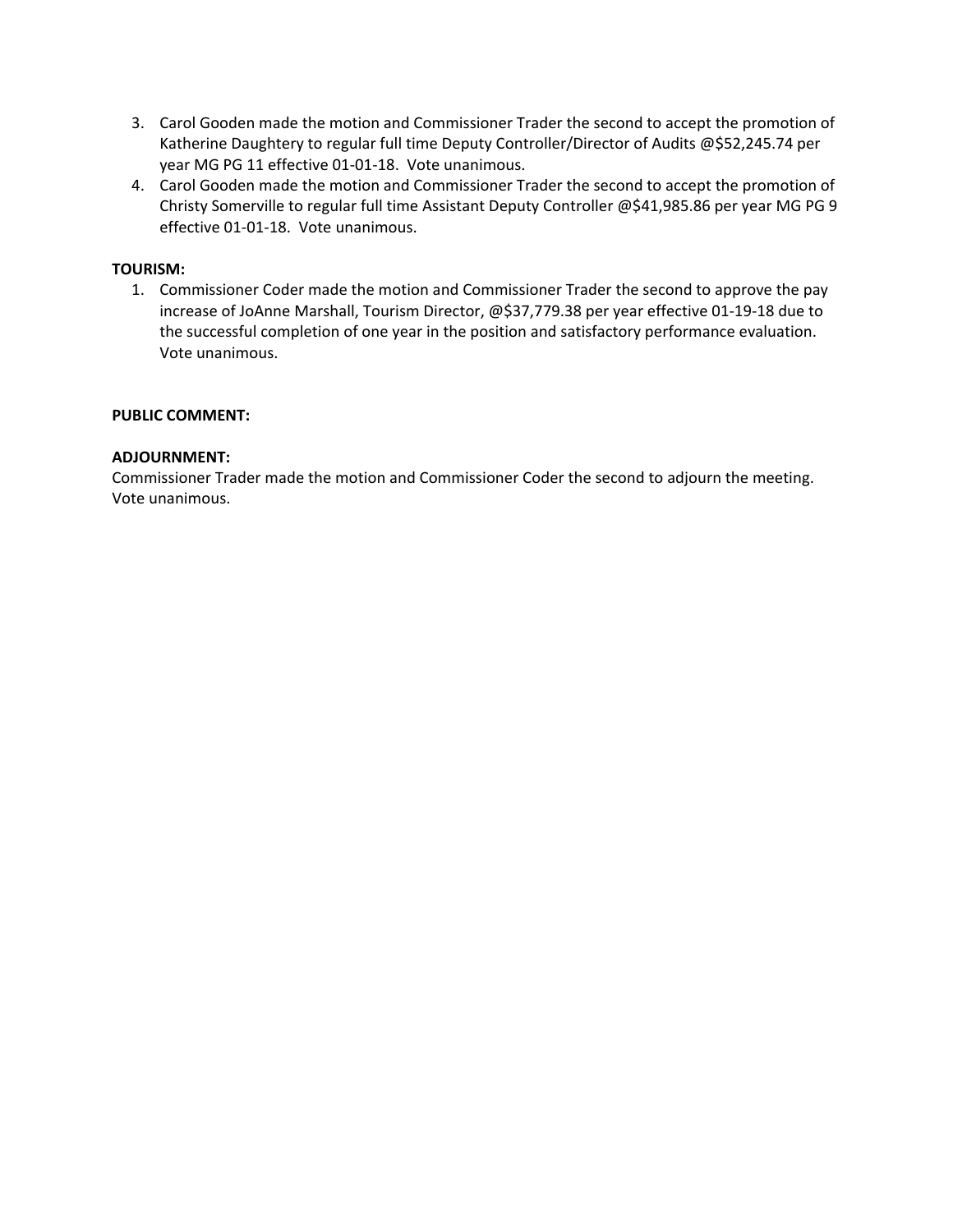3. Carol Gooden made the motion and Commissioner Trader the second to accept the promotion of Katherine Daughtery to regular full time Deputy Controller/Director of Audits @$52,245.74 per year MG PG 11 effective 01-01-18. Vote unanimous.
4. Carol Gooden made the motion and Commissioner Trader the second to accept the promotion of Christy Somerville to regular full time Assistant Deputy Controller @$41,985.86 per year MG PG 9 effective 01-01-18. Vote unanimous.

**TOURISM:**

1. Commissioner Coder made the motion and Commissioner Trader the second to approve the pay increase of JoAnne Marshall, Tourism Director, @$37,779.38 per year effective 01-19-18 due to the successful completion of one year in the position and satisfactory performance evaluation. Vote unanimous.

**PUBLIC COMMENT:**

**ADJOURNMENT:**

Commissioner Trader made the motion and Commissioner Coder the second to adjourn the meeting. Vote unanimous.